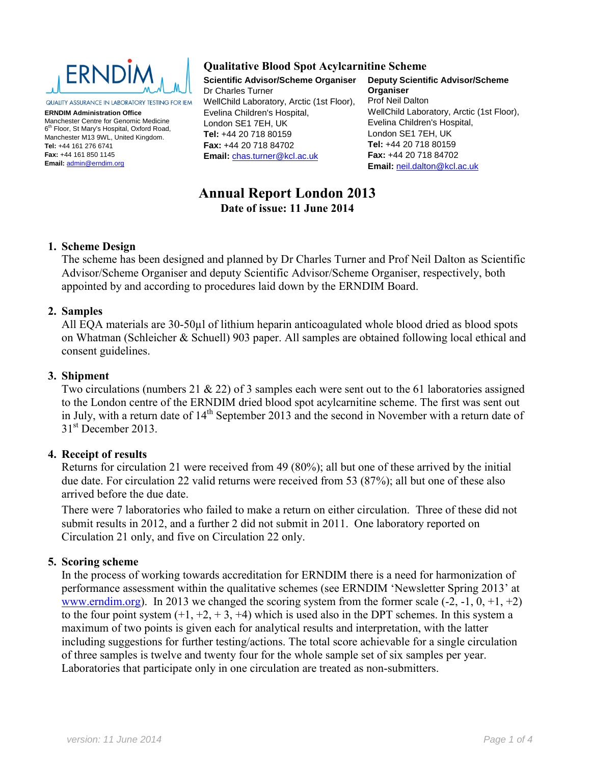ERNDIM

QUALITY ASSURANCE IN LABORATORY TESTING FOR IEM

**ERNDIM Administration Office**
Manchester Centre for Genomic Medicine
6th Floor, St Mary's Hospital, Oxford Road,
Manchester M13 9WL, United Kingdom.
**Tel:** +44 161 276 6741
**Fax:** +44 161 850 1145
**Email:** admin@erndim.org

## Qualitative Blood Spot Acylcarnitine Scheme

**Scientific Advisor/Scheme Organiser**
Dr Charles Turner
WellChild Laboratory, Arctic (1st Floor),
Evelina Children's Hospital,
London SE1 7EH, UK
**Tel:** +44 20 718 80159
**Fax:** +44 20 718 84702
**Email:** chas.turner@kcl.ac.uk

**Deputy Scientific Advisor/Scheme Organiser**
Prof Neil Dalton
WellChild Laboratory, Arctic (1st Floor),
Evelina Children's Hospital,
London SE1 7EH, UK
**Tel:** +44 20 718 80159
**Fax:** +44 20 718 84702
**Email:** neil.dalton@kcl.ac.uk

# Annual Report London 2013

**Date of issue: 11 June 2014**

## 1. Scheme Design

The scheme has been designed and planned by Dr Charles Turner and Prof Neil Dalton as Scientific Advisor/Scheme Organiser and deputy Scientific Advisor/Scheme Organiser, respectively, both appointed by and according to procedures laid down by the ERNDIM Board.

## 2. Samples

All EQA materials are 30-50µl of lithium heparin anticoagulated whole blood dried as blood spots on Whatman (Schleicher & Schuell) 903 paper. All samples are obtained following local ethical and consent guidelines.

## 3. Shipment

Two circulations (numbers 21 & 22) of 3 samples each were sent out to the 61 laboratories assigned to the London centre of the ERNDIM dried blood spot acylcarnitine scheme. The first was sent out in July, with a return date of 14th September 2013 and the second in November with a return date of 31st December 2013.

## 4. Receipt of results

Returns for circulation 21 were received from 49 (80%); all but one of these arrived by the initial due date. For circulation 22 valid returns were received from 53 (87%); all but one of these also arrived before the due date.

There were 7 laboratories who failed to make a return on either circulation. Three of these did not submit results in 2012, and a further 2 did not submit in 2011. One laboratory reported on Circulation 21 only, and five on Circulation 22 only.

## 5. Scoring scheme

In the process of working towards accreditation for ERNDIM there is a need for harmonization of performance assessment within the qualitative schemes (see ERNDIM 'Newsletter Spring 2013' at www.erndim.org). In 2013 we changed the scoring system from the former scale (-2, -1, 0, +1, +2) to the four point system (+1, +2, + 3, +4) which is used also in the DPT schemes. In this system a maximum of two points is given each for analytical results and interpretation, with the latter including suggestions for further testing/actions. The total score achievable for a single circulation of three samples is twelve and twenty four for the whole sample set of six samples per year. Laboratories that participate only in one circulation are treated as non-submitters.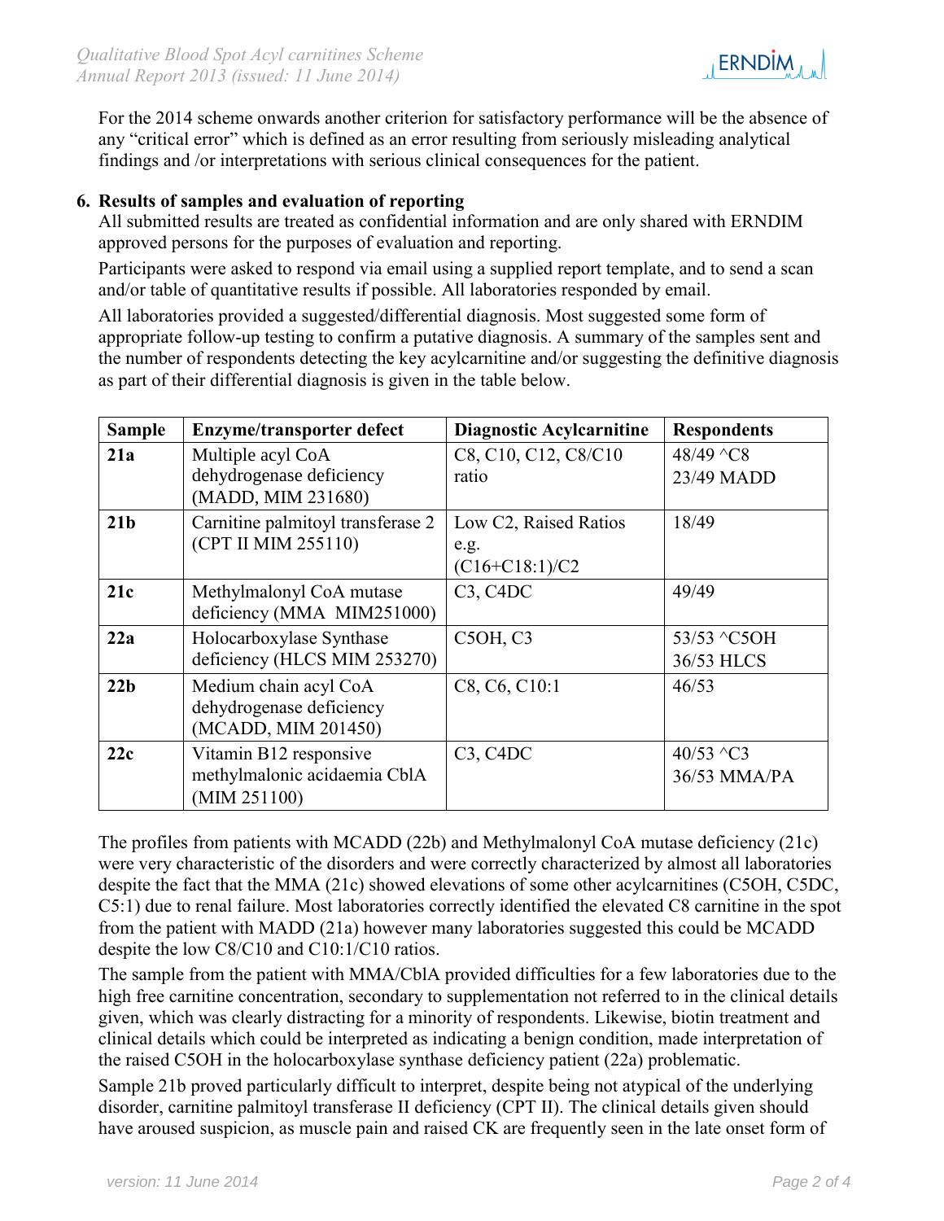For the 2014 scheme onwards another criterion for satisfactory performance will be the absence of any "critical error" which is defined as an error resulting from seriously misleading analytical findings and /or interpretations with serious clinical consequences for the patient.

## 6. Results of samples and evaluation of reporting

All submitted results are treated as confidential information and are only shared with ERNDIM approved persons for the purposes of evaluation and reporting.

Participants were asked to respond via email using a supplied report template, and to send a scan and/or table of quantitative results if possible. All laboratories responded by email.

All laboratories provided a suggested/differential diagnosis. Most suggested some form of appropriate follow-up testing to confirm a putative diagnosis. A summary of the samples sent and the number of respondents detecting the key acylcarnitine and/or suggesting the definitive diagnosis as part of their differential diagnosis is given in the table below.

| Sample | Enzyme/transporter defect | Diagnostic Acylcarnitine | Respondents |
|---|---|---|---|
| **21a** | Multiple acyl CoA dehydrogenase deficiency (MADD, MIM 231680) | C8, C10, C12, C8/C10 ratio | 48/49 ^C8<br>23/49 MADD |
| **21b** | Carnitine palmitoyl transferase 2 (CPT II MIM 255110) | Low C2, Raised Ratios e.g. (C16+C18:1)/C2 | 18/49 |
| **21c** | Methylmalonyl CoA mutase deficiency (MMA MIM251000) | C3, C4DC | 49/49 |
| **22a** | Holocarboxylase Synthase deficiency (HLCS MIM 253270) | C5OH, C3 | 53/53 ^C5OH<br>36/53 HLCS |
| **22b** | Medium chain acyl CoA dehydrogenase deficiency (MCADD, MIM 201450) | C8, C6, C10:1 | 46/53 |
| **22c** | Vitamin B12 responsive methylmalonic acidaemia CblA (MIM 251100) | C3, C4DC | 40/53 ^C3<br>36/53 MMA/PA |

The profiles from patients with MCADD (22b) and Methylmalonyl CoA mutase deficiency (21c) were very characteristic of the disorders and were correctly characterized by almost all laboratories despite the fact that the MMA (21c) showed elevations of some other acylcarnitines (C5OH, C5DC, C5:1) due to renal failure. Most laboratories correctly identified the elevated C8 carnitine in the spot from the patient with MADD (21a) however many laboratories suggested this could be MCADD despite the low C8/C10 and C10:1/C10 ratios.

The sample from the patient with MMA/CblA provided difficulties for a few laboratories due to the high free carnitine concentration, secondary to supplementation not referred to in the clinical details given, which was clearly distracting for a minority of respondents. Likewise, biotin treatment and clinical details which could be interpreted as indicating a benign condition, made interpretation of the raised C5OH in the holocarboxylase synthase deficiency patient (22a) problematic.

Sample 21b proved particularly difficult to interpret, despite being not atypical of the underlying disorder, carnitine palmitoyl transferase II deficiency (CPT II). The clinical details given should have aroused suspicion, as muscle pain and raised CK are frequently seen in the late onset form of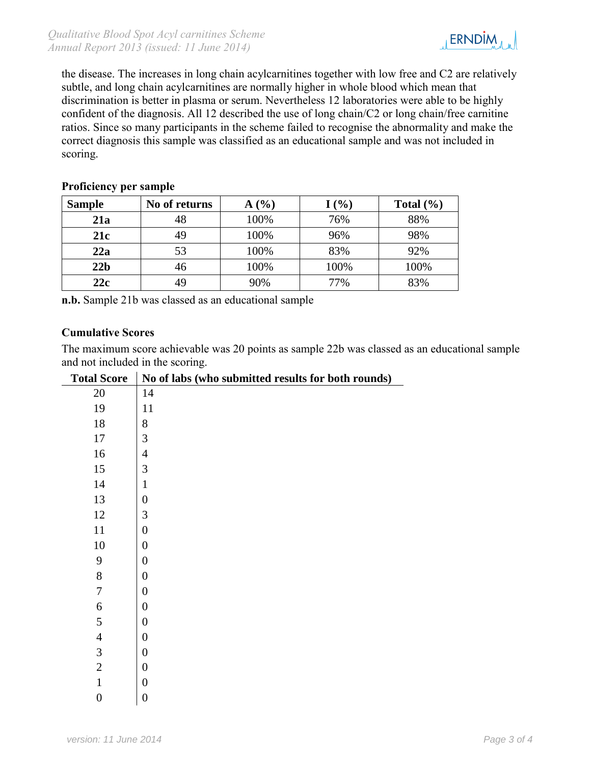the disease. The increases in long chain acylcarnitines together with low free and C2 are relatively subtle, and long chain acylcarnitines are normally higher in whole blood which mean that discrimination is better in plasma or serum. Nevertheless 12 laboratories were able to be highly confident of the diagnosis. All 12 described the use of long chain/C2 or long chain/free carnitine ratios. Since so many participants in the scheme failed to recognise the abnormality and make the correct diagnosis this sample was classified as an educational sample and was not included in scoring.

**Proficiency per sample**

| Sample | No of returns | A (%) | I (%) | Total (%) |
|---|---|---|---|---|
| **21a** | 48 | 100% | 76% | 88% |
| **21c** | 49 | 100% | 96% | 98% |
| **22a** | 53 | 100% | 83% | 92% |
| **22b** | 46 | 100% | 100% | 100% |
| **22c** | 49 | 90% | 77% | 83% |

**n.b.** Sample 21b was classed as an educational sample

**Cumulative Scores**

The maximum score achievable was 20 points as sample 22b was classed as an educational sample and not included in the scoring.

| Total Score | No of labs (who submitted results for both rounds) |
|---|---|
| 20 | 14 |
| 19 | 11 |
| 18 | 8 |
| 17 | 3 |
| 16 | 4 |
| 15 | 3 |
| 14 | 1 |
| 13 | 0 |
| 12 | 3 |
| 11 | 0 |
| 10 | 0 |
| 9 | 0 |
| 8 | 0 |
| 7 | 0 |
| 6 | 0 |
| 5 | 0 |
| 4 | 0 |
| 3 | 0 |
| 2 | 0 |
| 1 | 0 |
| 0 | 0 |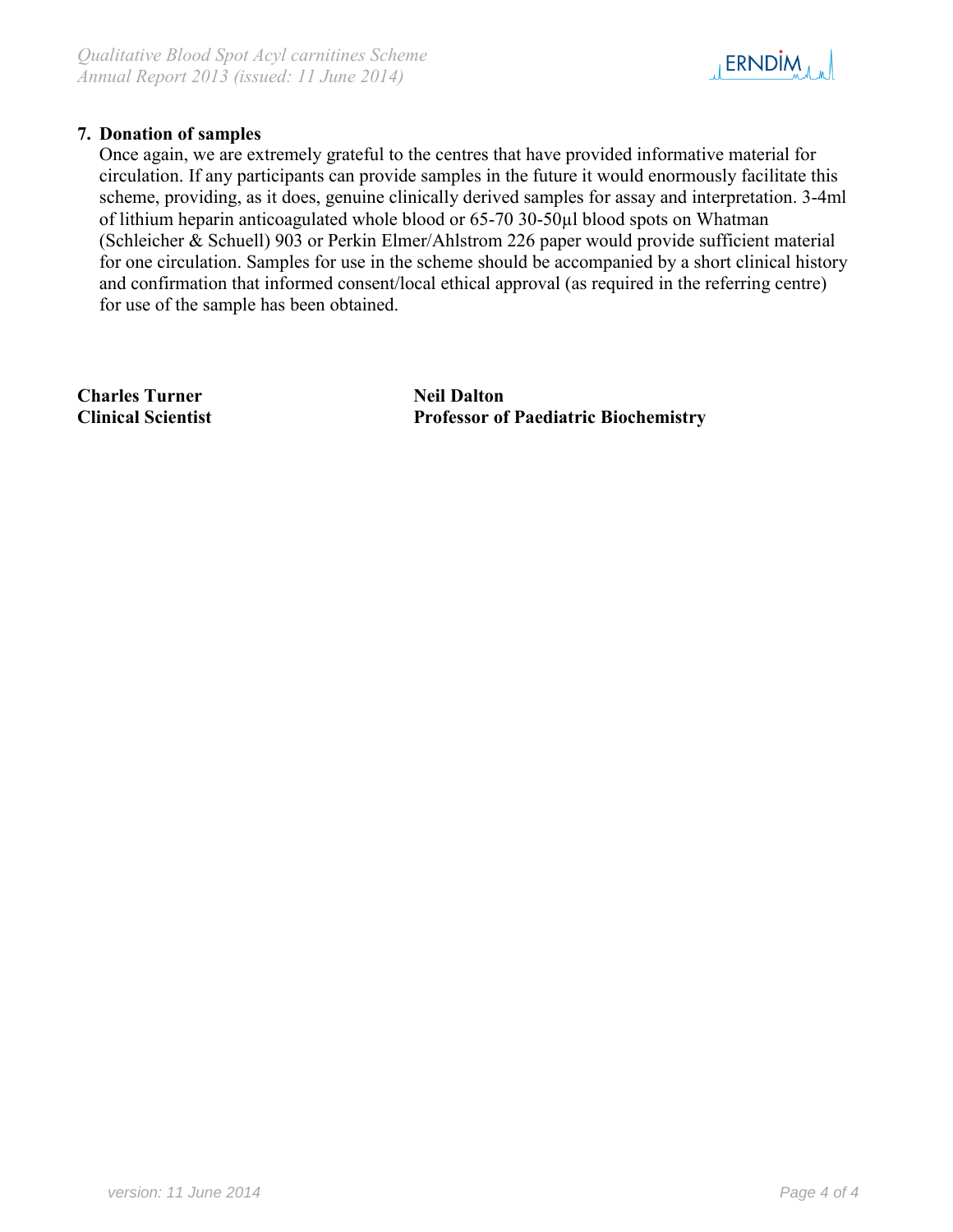## 7. Donation of samples

Once again, we are extremely grateful to the centres that have provided informative material for circulation. If any participants can provide samples in the future it would enormously facilitate this scheme, providing, as it does, genuine clinically derived samples for assay and interpretation. 3-4ml of lithium heparin anticoagulated whole blood or 65-70 30-50µl blood spots on Whatman (Schleicher & Schuell) 903 or Perkin Elmer/Ahlstrom 226 paper would provide sufficient material for one circulation. Samples for use in the scheme should be accompanied by a short clinical history and confirmation that informed consent/local ethical approval (as required in the referring centre) for use of the sample has been obtained.

**Charles Turner**
**Clinical Scientist**

**Neil Dalton**
**Professor of Paediatric Biochemistry**